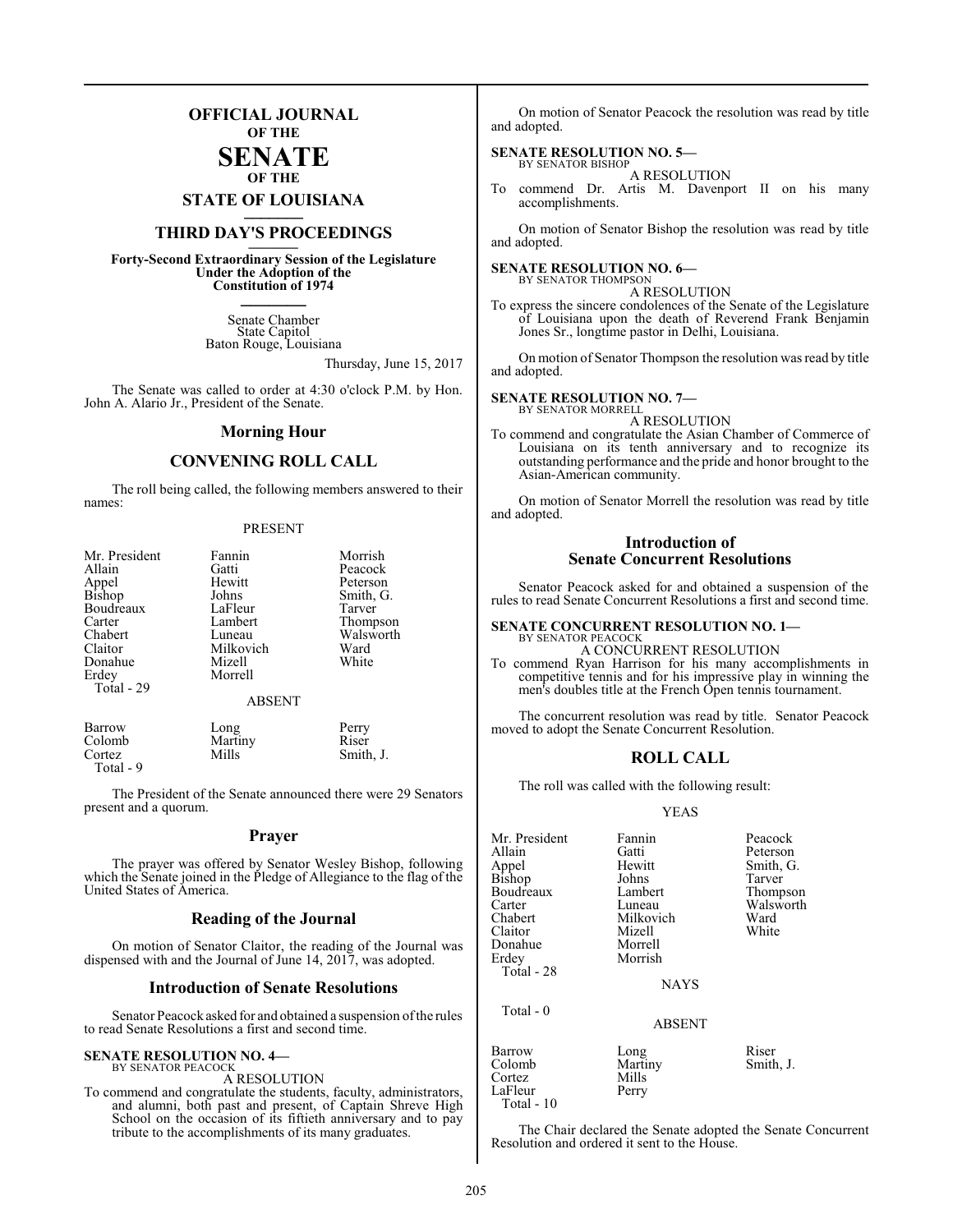# OFFICIAL JOURNAL
OF THE
# SENATE
OF THE
## STATE OF LOUISIANA

## THIRD DAY'S PROCEEDINGS

**Forty-Second Extraordinary Session of the Legislature Under the Adoption of the Constitution of 1974**

Senate Chamber
State Capitol
Baton Rouge, Louisiana

Thursday, June 15, 2017

The Senate was called to order at 4:30 o'clock P.M. by Hon. John A. Alario Jr., President of the Senate.

## Morning Hour

## CONVENING ROLL CALL

The roll being called, the following members answered to their names:

PRESENT

| | | |
|---|---|---|
| Mr. President | Fannin | Morrish |
| Allain | Gatti | Peacock |
| Appel | Hewitt | Peterson |
| Bishop | Johns | Smith, G. |
| Boudreaux | LaFleur | Tarver |
| Carter | Lambert | Thompson |
| Chabert | Luneau | Walsworth |
| Claitor | Milkovich | Ward |
| Donahue | Mizell | White |
| Erdey | Morrell | |
| Total - 29 | | |

ABSENT

| | | |
|---|---|---|
| Barrow | Long | Perry |
| Colomb | Martiny | Riser |
| Cortez | Mills | Smith, J. |
| Total - 9 | | |

The President of the Senate announced there were 29 Senators present and a quorum.

## Prayer

The prayer was offered by Senator Wesley Bishop, following which the Senate joined in the Pledge of Allegiance to the flag of the United States of America.

## Reading of the Journal

On motion of Senator Claitor, the reading of the Journal was dispensed with and the Journal of June 14, 2017, was adopted.

## Introduction of Senate Resolutions

Senator Peacock asked for and obtained a suspension of the rules to read Senate Resolutions a first and second time.

**SENATE RESOLUTION NO. 4—**
BY SENATOR PEACOCK

A RESOLUTION

To commend and congratulate the students, faculty, administrators, and alumni, both past and present, of Captain Shreve High School on the occasion of its fiftieth anniversary and to pay tribute to the accomplishments of its many graduates.

On motion of Senator Peacock the resolution was read by title and adopted.

**SENATE RESOLUTION NO. 5—**
BY SENATOR BISHOP

A RESOLUTION

To commend Dr. Artis M. Davenport II on his many accomplishments.

On motion of Senator Bishop the resolution was read by title and adopted.

**SENATE RESOLUTION NO. 6—**
BY SENATOR THOMPSON

A RESOLUTION

To express the sincere condolences of the Senate of the Legislature of Louisiana upon the death of Reverend Frank Benjamin Jones Sr., longtime pastor in Delhi, Louisiana.

On motion of Senator Thompson the resolution was read by title and adopted.

**SENATE RESOLUTION NO. 7—**
BY SENATOR MORRELL

A RESOLUTION

To commend and congratulate the Asian Chamber of Commerce of Louisiana on its tenth anniversary and to recognize its outstanding performance and the pride and honor brought to the Asian-American community.

On motion of Senator Morrell the resolution was read by title and adopted.

## Introduction of Senate Concurrent Resolutions

Senator Peacock asked for and obtained a suspension of the rules to read Senate Concurrent Resolutions a first and second time.

**SENATE CONCURRENT RESOLUTION NO. 1—**
BY SENATOR PEACOCK

A CONCURRENT RESOLUTION

To commend Ryan Harrison for his many accomplishments in competitive tennis and for his impressive play in winning the men's doubles title at the French Open tennis tournament.

The concurrent resolution was read by title. Senator Peacock moved to adopt the Senate Concurrent Resolution.

## ROLL CALL

The roll was called with the following result:

YEAS

| | | |
|---|---|---|
| Mr. President | Fannin | Peacock |
| Allain | Gatti | Peterson |
| Appel | Hewitt | Smith, G. |
| Bishop | Johns | Tarver |
| Boudreaux | Lambert | Thompson |
| Carter | Luneau | Walsworth |
| Chabert | Milkovich | Ward |
| Claitor | Mizell | White |
| Donahue | Morrell | |
| Erdey | Morrish | |
| Total - 28 | | |

NAYS

Total - 0

ABSENT

| | | |
|---|---|---|
| Barrow | Long | Riser |
| Colomb | Martiny | Smith, J. |
| Cortez | Mills | |
| LaFleur | Perry | |
| Total - 10 | | |

The Chair declared the Senate adopted the Senate Concurrent Resolution and ordered it sent to the House.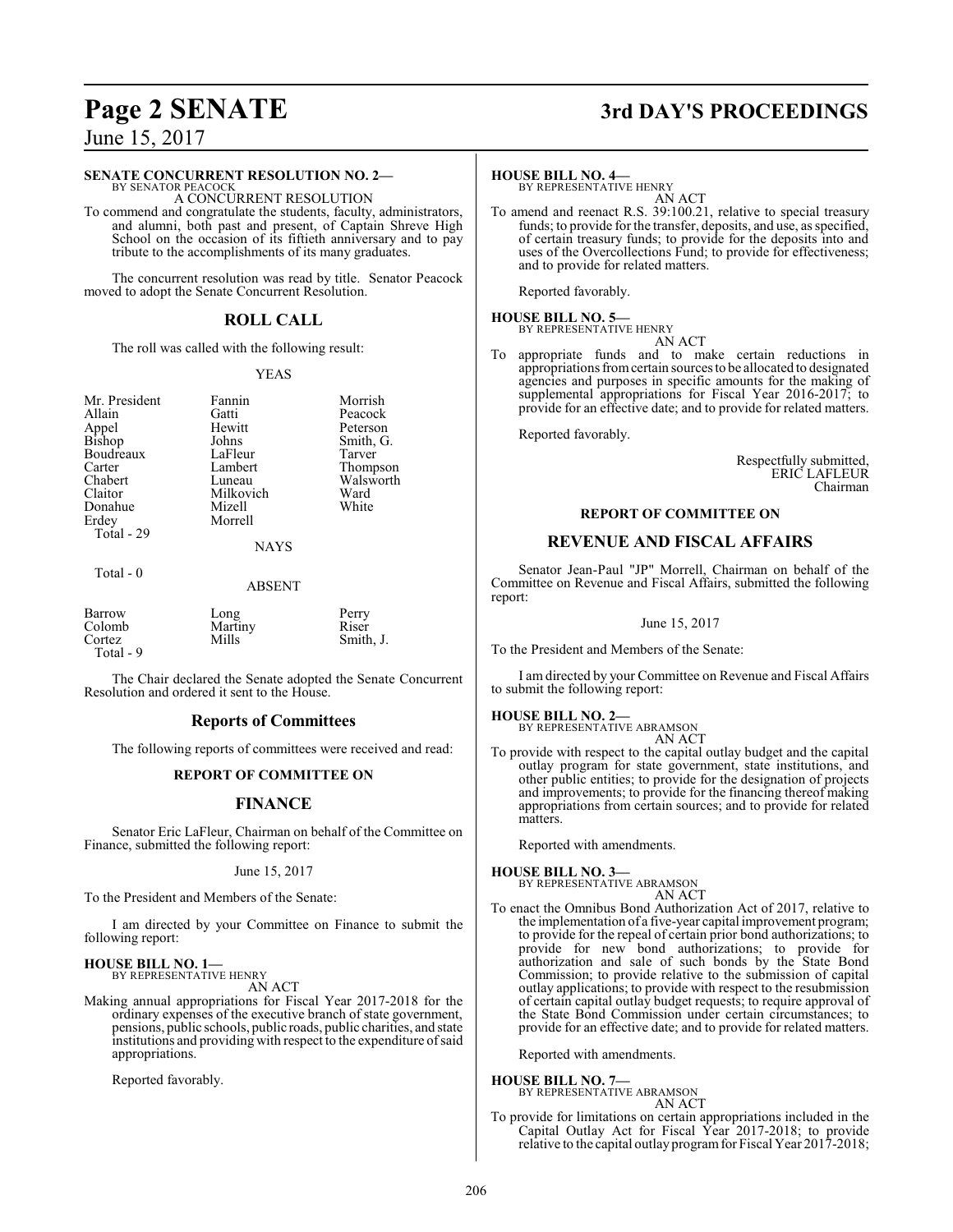**SENATE CONCURRENT RESOLUTION NO. 2—**
BY SENATOR PEACOCK

A CONCURRENT RESOLUTION

To commend and congratulate the students, faculty, administrators, and alumni, both past and present, of Captain Shreve High School on the occasion of its fiftieth anniversary and to pay tribute to the accomplishments of its many graduates.

The concurrent resolution was read by title. Senator Peacock moved to adopt the Senate Concurrent Resolution.

## ROLL CALL

The roll was called with the following result:

YEAS

| | | |
|---|---|---|
| Mr. President | Fannin | Morrish |
| Allain | Gatti | Peacock |
| Appel | Hewitt | Peterson |
| Bishop | Johns | Smith, G. |
| Boudreaux | LaFleur | Tarver |
| Carter | Lambert | Thompson |
| Chabert | Luneau | Walsworth |
| Claitor | Milkovich | Ward |
| Donahue | Mizell | White |
| Erdey | Morrell | |

Total - 29

NAYS

Total - 0

ABSENT

| | | |
|---|---|---|
| Barrow | Long | Perry |
| Colomb | Martiny | Riser |
| Cortez | Mills | Smith, J. |

Total - 9

The Chair declared the Senate adopted the Senate Concurrent Resolution and ordered it sent to the House.

## Reports of Committees

The following reports of committees were received and read:

### REPORT OF COMMITTEE ON

## FINANCE

Senator Eric LaFleur, Chairman on behalf of the Committee on Finance, submitted the following report:

June 15, 2017

To the President and Members of the Senate:

I am directed by your Committee on Finance to submit the following report:

**HOUSE BILL NO. 1—**
BY REPRESENTATIVE HENRY

AN ACT

Making annual appropriations for Fiscal Year 2017-2018 for the ordinary expenses of the executive branch of state government, pensions, public schools, public roads, public charities, and state institutions and providing with respect to the expenditure of said appropriations.

Reported favorably.

**HOUSE BILL NO. 4—**
BY REPRESENTATIVE HENRY

AN ACT

To amend and reenact R.S. 39:100.21, relative to special treasury funds; to provide for the transfer, deposits, and use, as specified, of certain treasury funds; to provide for the deposits into and uses of the Overcollections Fund; to provide for effectiveness; and to provide for related matters.

Reported favorably.

**HOUSE BILL NO. 5—**
BY REPRESENTATIVE HENRY

AN ACT

To appropriate funds and to make certain reductions in appropriations from certain sources to be allocated to designated agencies and purposes in specific amounts for the making of supplemental appropriations for Fiscal Year 2016-2017; to provide for an effective date; and to provide for related matters.

Reported favorably.

Respectfully submitted,
ERIC LAFLEUR
Chairman

### REPORT OF COMMITTEE ON

## REVENUE AND FISCAL AFFAIRS

Senator Jean-Paul "JP" Morrell, Chairman on behalf of the Committee on Revenue and Fiscal Affairs, submitted the following report:

June 15, 2017

To the President and Members of the Senate:

I am directed by your Committee on Revenue and Fiscal Affairs to submit the following report:

**HOUSE BILL NO. 2—**
BY REPRESENTATIVE ABRAMSON

AN ACT

To provide with respect to the capital outlay budget and the capital outlay program for state government, state institutions, and other public entities; to provide for the designation of projects and improvements; to provide for the financing thereof making appropriations from certain sources; and to provide for related matters.

Reported with amendments.

**HOUSE BILL NO. 3—**
BY REPRESENTATIVE ABRAMSON

AN ACT

To enact the Omnibus Bond Authorization Act of 2017, relative to the implementation of a five-year capital improvement program; to provide for the repeal of certain prior bond authorizations; to provide for new bond authorizations; to provide for authorization and sale of such bonds by the State Bond Commission; to provide relative to the submission of capital outlay applications; to provide with respect to the resubmission of certain capital outlay budget requests; to require approval of the State Bond Commission under certain circumstances; to provide for an effective date; and to provide for related matters.

Reported with amendments.

**HOUSE BILL NO. 7—**
BY REPRESENTATIVE ABRAMSON

AN ACT

To provide for limitations on certain appropriations included in the Capital Outlay Act for Fiscal Year 2017-2018; to provide relative to the capital outlay program for Fiscal Year 2017-2018;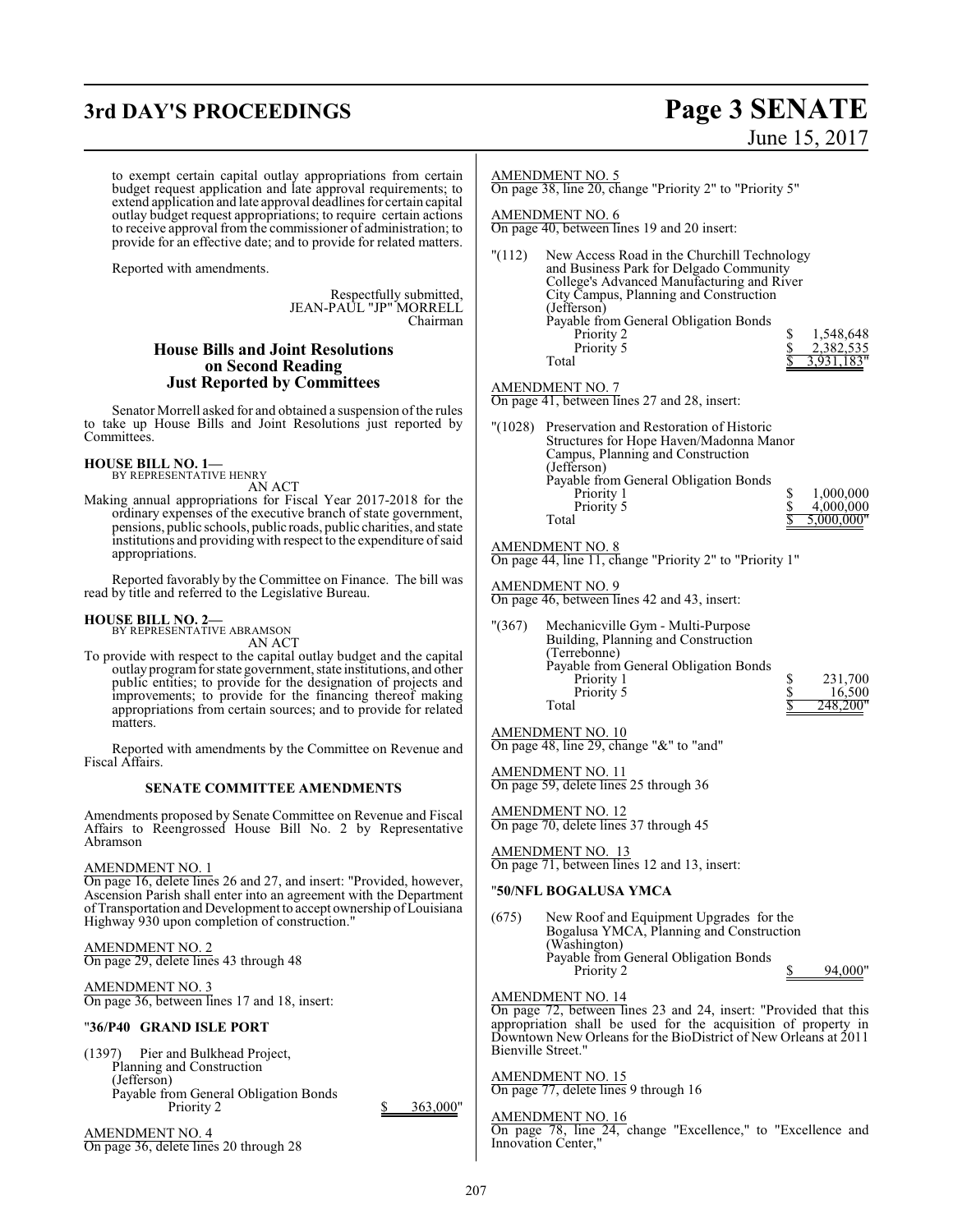to exempt certain capital outlay appropriations from certain budget request application and late approval requirements; to extend application and late approval deadlines for certain capital outlay budget request appropriations; to require certain actions to receive approval from the commissioner of administration; to provide for an effective date; and to provide for related matters.

Reported with amendments.

Respectfully submitted,
JEAN-PAUL "JP" MORRELL
Chairman

## House Bills and Joint Resolutions on Second Reading Just Reported by Committees

Senator Morrell asked for and obtained a suspension of the rules to take up House Bills and Joint Resolutions just reported by Committees.

**HOUSE BILL NO. 1—**
BY REPRESENTATIVE HENRY
AN ACT

Making annual appropriations for Fiscal Year 2017-2018 for the ordinary expenses of the executive branch of state government, pensions, public schools, public roads, public charities, and state institutions and providing with respect to the expenditure of said appropriations.

Reported favorably by the Committee on Finance. The bill was read by title and referred to the Legislative Bureau.

**HOUSE BILL NO. 2—**
BY REPRESENTATIVE ABRAMSON
AN ACT

To provide with respect to the capital outlay budget and the capital outlay program for state government, state institutions, and other public entities; to provide for the designation of projects and improvements; to provide for the financing thereof making appropriations from certain sources; and to provide for related matters.

Reported with amendments by the Committee on Revenue and Fiscal Affairs.

### SENATE COMMITTEE AMENDMENTS

Amendments proposed by Senate Committee on Revenue and Fiscal Affairs to Reengrossed House Bill No. 2 by Representative Abramson

AMENDMENT NO. 1
On page 16, delete lines 26 and 27, and insert: "Provided, however, Ascension Parish shall enter into an agreement with the Department of Transportation and Development to accept ownership of Louisiana Highway 930 upon completion of construction."

AMENDMENT NO. 2
On page 29, delete lines 43 through 48

AMENDMENT NO. 3
On page 36, between lines 17 and 18, insert:

"**36/P40 GRAND ISLE PORT**

(1397) Pier and Bulkhead Project,
Planning and Construction
(Jefferson)
Payable from General Obligation Bonds
Priority 2 $ 363,000"

AMENDMENT NO. 4
On page 36, delete lines 20 through 28

AMENDMENT NO. 5
On page 38, line 20, change "Priority 2" to "Priority 5"

AMENDMENT NO. 6
On page 40, between lines 19 and 20 insert:

"(112) New Access Road in the Churchill Technology and Business Park for Delgado Community College's Advanced Manufacturing and River City Campus, Planning and Construction (Jefferson)
Payable from General Obligation Bonds

| | |
|---|---|
| Priority 2 | $ 1,548,648 |
| Priority 5 | $ 2,382,535 |
| Total | $ 3,931,183" |

AMENDMENT NO. 7
On page 41, between lines 27 and 28, insert:

"(1028) Preservation and Restoration of Historic Structures for Hope Haven/Madonna Manor Campus, Planning and Construction (Jefferson)
Payable from General Obligation Bonds

| | |
|---|---|
| Priority 1 | $ 1,000,000 |
| Priority 5 | $ 4,000,000 |
| Total | $ 5,000,000" |

AMENDMENT NO. 8
On page 44, line 11, change "Priority 2" to "Priority 1"

AMENDMENT NO. 9
On page 46, between lines 42 and 43, insert:

"(367) Mechanicville Gym - Multi-Purpose Building, Planning and Construction (Terrebonne)
Payable from General Obligation Bonds

| | |
|---|---|
| Priority 1 | $ 231,700 |
| Priority 5 | $ 16,500 |
| Total | $ 248,200" |

AMENDMENT NO. 10
On page 48, line 29, change "&" to "and"

AMENDMENT NO. 11
On page 59, delete lines 25 through 36

AMENDMENT NO. 12
On page 70, delete lines 37 through 45

AMENDMENT NO. 13
On page 71, between lines 12 and 13, insert:

"**50/NFL BOGALUSA YMCA**

(675) New Roof and Equipment Upgrades for the Bogalusa YMCA, Planning and Construction (Washington)
Payable from General Obligation Bonds
Priority 2 $ 94,000"

AMENDMENT NO. 14
On page 72, between lines 23 and 24, insert: "Provided that this appropriation shall be used for the acquisition of property in Downtown New Orleans for the BioDistrict of New Orleans at 2011 Bienville Street."

AMENDMENT NO. 15
On page 77, delete lines 9 through 16

AMENDMENT NO. 16
On page 78, line 24, change "Excellence," to "Excellence and Innovation Center,"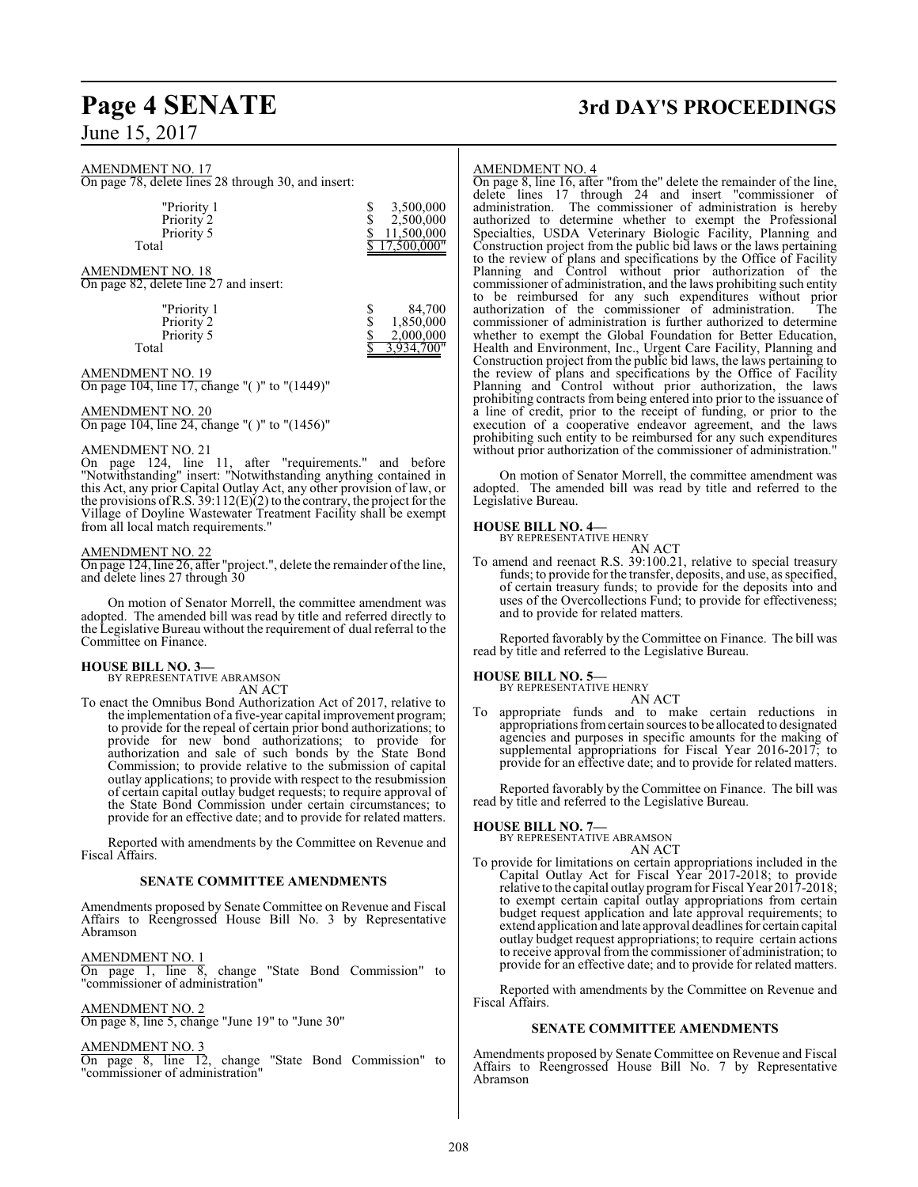AMENDMENT NO. 17

On page 78, delete lines 28 through 30, and insert:

| | |
|---|---|
| "Priority 1 | $ 3,500,000 |
| Priority 2 | $ 2,500,000 |
| Priority 5 | $ 11,500,000 |
| Total | $ 17,500,000" |

AMENDMENT NO. 18

On page 82, delete line 27 and insert:

| | |
|---|---|
| "Priority 1 | $ 84,700 |
| Priority 2 | $ 1,850,000 |
| Priority 5 | $ 2,000,000 |
| Total | $ 3,934,700" |

AMENDMENT NO. 19

On page 104, line 17, change "( )" to "(1449)"

AMENDMENT NO. 20

On page 104, line 24, change "( )" to "(1456)"

AMENDMENT NO. 21

On page 124, line 11, after "requirements." and before "Notwithstanding" insert: "Notwithstanding anything contained in this Act, any prior Capital Outlay Act, any other provision of law, or the provisions of R.S. 39:112(E)(2) to the contrary, the project for the Village of Doyline Wastewater Treatment Facility shall be exempt from all local match requirements."

AMENDMENT NO. 22

On page 124, line 26, after "project.", delete the remainder of the line, and delete lines 27 through 30

On motion of Senator Morrell, the committee amendment was adopted. The amended bill was read by title and referred directly to the Legislative Bureau without the requirement of dual referral to the Committee on Finance.

**HOUSE BILL NO. 3—**
BY REPRESENTATIVE ABRAMSON
AN ACT

To enact the Omnibus Bond Authorization Act of 2017, relative to the implementation of a five-year capital improvement program; to provide for the repeal of certain prior bond authorizations; to provide for new bond authorizations; to provide for authorization and sale of such bonds by the State Bond Commission; to provide relative to the submission of capital outlay applications; to provide with respect to the resubmission of certain capital outlay budget requests; to require approval of the State Bond Commission under certain circumstances; to provide for an effective date; and to provide for related matters.

Reported with amendments by the Committee on Revenue and Fiscal Affairs.

### SENATE COMMITTEE AMENDMENTS

Amendments proposed by Senate Committee on Revenue and Fiscal Affairs to Reengrossed House Bill No. 3 by Representative Abramson

AMENDMENT NO. 1

On page 1, line 8, change "State Bond Commission" to "commissioner of administration"

AMENDMENT NO. 2

On page 8, line 5, change "June 19" to "June 30"

AMENDMENT NO. 3

On page 8, line 12, change "State Bond Commission" to "commissioner of administration"

AMENDMENT NO. 4

On page 8, line 16, after "from the" delete the remainder of the line, delete lines 17 through 24 and insert "commissioner of administration. The commissioner of administration is hereby authorized to determine whether to exempt the Professional Specialties, USDA Veterinary Biologic Facility, Planning and Construction project from the public bid laws or the laws pertaining to the review of plans and specifications by the Office of Facility Planning and Control without prior authorization of the commissioner of administration, and the laws prohibiting such entity to be reimbursed for any such expenditures without prior authorization of the commissioner of administration. The commissioner of administration is further authorized to determine whether to exempt the Global Foundation for Better Education, Health and Environment, Inc., Urgent Care Facility, Planning and Construction project from the public bid laws, the laws pertaining to the review of plans and specifications by the Office of Facility Planning and Control without prior authorization, the laws prohibiting contracts from being entered into prior to the issuance of a line of credit, prior to the receipt of funding, or prior to the execution of a cooperative endeavor agreement, and the laws prohibiting such entity to be reimbursed for any such expenditures without prior authorization of the commissioner of administration."

On motion of Senator Morrell, the committee amendment was adopted. The amended bill was read by title and referred to the Legislative Bureau.

**HOUSE BILL NO. 4—**
BY REPRESENTATIVE HENRY
AN ACT

To amend and reenact R.S. 39:100.21, relative to special treasury funds; to provide for the transfer, deposits, and use, as specified, of certain treasury funds; to provide for the deposits into and uses of the Overcollections Fund; to provide for effectiveness; and to provide for related matters.

Reported favorably by the Committee on Finance. The bill was read by title and referred to the Legislative Bureau.

**HOUSE BILL NO. 5—**
BY REPRESENTATIVE HENRY
AN ACT

To appropriate funds and to make certain reductions in appropriations from certain sources to be allocated to designated agencies and purposes in specific amounts for the making of supplemental appropriations for Fiscal Year 2016-2017; to provide for an effective date; and to provide for related matters.

Reported favorably by the Committee on Finance. The bill was read by title and referred to the Legislative Bureau.

**HOUSE BILL NO. 7—**
BY REPRESENTATIVE ABRAMSON
AN ACT

To provide for limitations on certain appropriations included in the Capital Outlay Act for Fiscal Year 2017-2018; to provide relative to the capital outlay program for Fiscal Year 2017-2018; to exempt certain capital outlay appropriations from certain budget request application and late approval requirements; to extend application and late approval deadlines for certain capital outlay budget request appropriations; to require certain actions to receive approval from the commissioner of administration; to provide for an effective date; and to provide for related matters.

Reported with amendments by the Committee on Revenue and Fiscal Affairs.

### SENATE COMMITTEE AMENDMENTS

Amendments proposed by Senate Committee on Revenue and Fiscal Affairs to Reengrossed House Bill No. 7 by Representative Abramson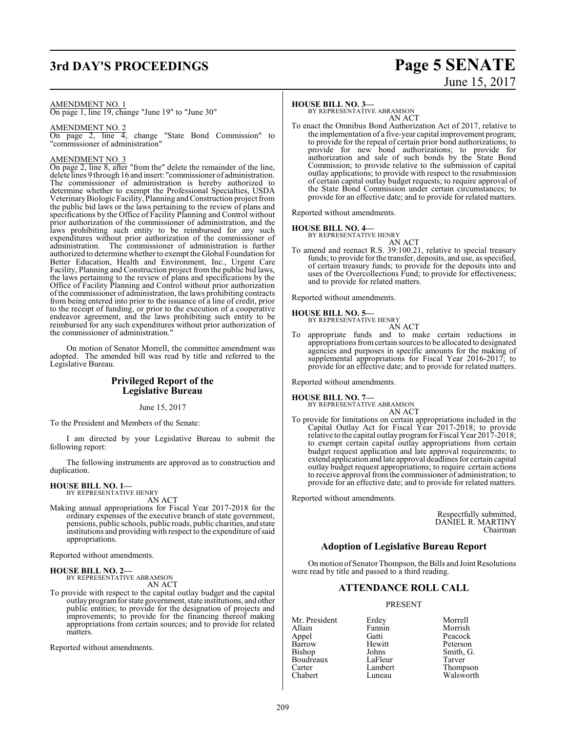AMENDMENT NO. 1
On page 1, line 19, change "June 19" to "June 30"

AMENDMENT NO. 2
On page 2, line 4, change "State Bond Commission" to "commissioner of administration"

AMENDMENT NO. 3
On page 2, line 8, after "from the" delete the remainder of the line, delete lines 9 through 16 and insert: "commissioner of administration. The commissioner of administration is hereby authorized to determine whether to exempt the Professional Specialties, USDA Veterinary Biologic Facility, Planning and Construction project from the public bid laws or the laws pertaining to the review of plans and specifications by the Office of Facility Planning and Control without prior authorization of the commissioner of administration, and the laws prohibiting such entity to be reimbursed for any such expenditures without prior authorization of the commissioner of administration. The commissioner of administration is further authorized to determine whether to exempt the Global Foundation for Better Education, Health and Environment, Inc., Urgent Care Facility, Planning and Construction project from the public bid laws, the laws pertaining to the review of plans and specifications by the Office of Facility Planning and Control without prior authorization of the commissioner of administration, the laws prohibiting contracts from being entered into prior to the issuance of a line of credit, prior to the receipt of funding, or prior to the execution of a cooperative endeavor agreement, and the laws prohibiting such entity to be reimbursed for any such expenditures without prior authorization of the commissioner of administration."

On motion of Senator Morrell, the committee amendment was adopted. The amended bill was read by title and referred to the Legislative Bureau.

## Privileged Report of the Legislative Bureau

June 15, 2017

To the President and Members of the Senate:

I am directed by your Legislative Bureau to submit the following report:

The following instruments are approved as to construction and duplication.

**HOUSE BILL NO. 1—**
BY REPRESENTATIVE HENRY
AN ACT

Making annual appropriations for Fiscal Year 2017-2018 for the ordinary expenses of the executive branch of state government, pensions, public schools, public roads, public charities, and state institutions and providing with respect to the expenditure of said appropriations.

Reported without amendments.

**HOUSE BILL NO. 2—**
BY REPRESENTATIVE ABRAMSON
AN ACT

To provide with respect to the capital outlay budget and the capital outlay program for state government, state institutions, and other public entities; to provide for the designation of projects and improvements; to provide for the financing thereof making appropriations from certain sources; and to provide for related matters.

Reported without amendments.

**HOUSE BILL NO. 3—**
BY REPRESENTATIVE ABRAMSON
AN ACT

To enact the Omnibus Bond Authorization Act of 2017, relative to the implementation of a five-year capital improvement program; to provide for the repeal of certain prior bond authorizations; to provide for new bond authorizations; to provide for authorization and sale of such bonds by the State Bond Commission; to provide relative to the submission of capital outlay applications; to provide with respect to the resubmission of certain capital outlay budget requests; to require approval of the State Bond Commission under certain circumstances; to provide for an effective date; and to provide for related matters.

Reported without amendments.

**HOUSE BILL NO. 4—**
BY REPRESENTATIVE HENRY
AN ACT

To amend and reenact R.S. 39:100.21, relative to special treasury funds; to provide for the transfer, deposits, and use, as specified, of certain treasury funds; to provide for the deposits into and uses of the Overcollections Fund; to provide for effectiveness; and to provide for related matters.

Reported without amendments.

**HOUSE BILL NO. 5—**
BY REPRESENTATIVE HENRY
AN ACT

To appropriate funds and to make certain reductions in appropriations from certain sources to be allocated to designated agencies and purposes in specific amounts for the making of supplemental appropriations for Fiscal Year 2016-2017; to provide for an effective date; and to provide for related matters.

Reported without amendments.

**HOUSE BILL NO. 7—**
BY REPRESENTATIVE ABRAMSON
AN ACT

To provide for limitations on certain appropriations included in the Capital Outlay Act for Fiscal Year 2017-2018; to provide relative to the capital outlay program for Fiscal Year 2017-2018; to exempt certain capital outlay appropriations from certain budget request application and late approval requirements; to extend application and late approval deadlines for certain capital outlay budget request appropriations; to require certain actions to receive approval from the commissioner of administration; to provide for an effective date; and to provide for related matters.

Reported without amendments.

Respectfully submitted,
DANIEL R. MARTINY
Chairman

## Adoption of Legislative Bureau Report

On motion of Senator Thompson, the Bills and Joint Resolutions were read by title and passed to a third reading.

## ATTENDANCE ROLL CALL

PRESENT

| | | |
|---|---|---|
| Mr. President | Erdey | Morrell |
| Allain | Fannin | Morrish |
| Appel | Gatti | Peacock |
| Barrow | Hewitt | Peterson |
| Bishop | Johns | Smith, G. |
| Boudreaux | LaFleur | Tarver |
| Carter | Lambert | Thompson |
| Chabert | Luneau | Walsworth |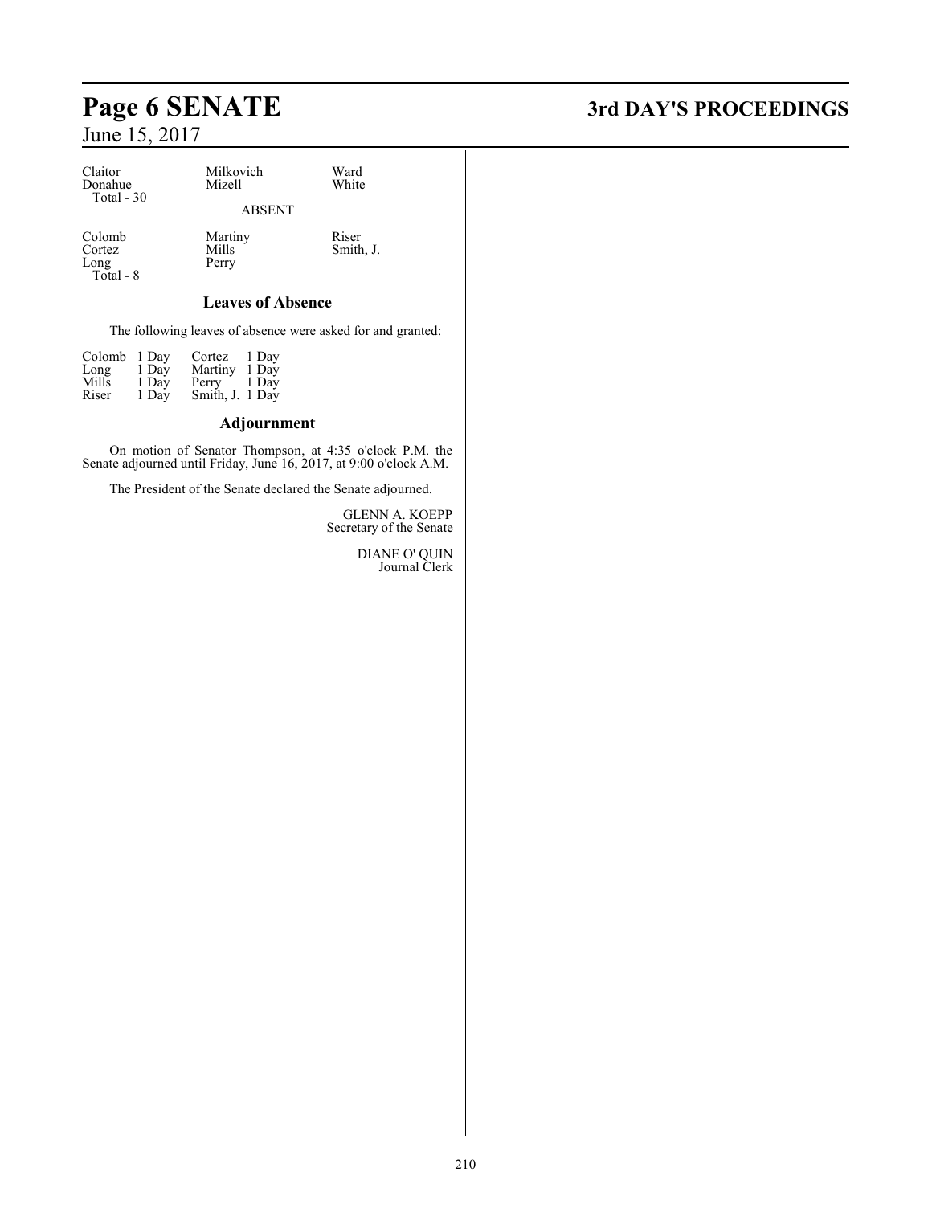| | | |
|---|---|---|
| Claitor | Milkovich | Ward |
| Donahue | Mizell | White |
| Total - 30 | | |

ABSENT

| | | |
|---|---|---|
| Colomb | Martiny | Riser |
| Cortez | Mills | Smith, J. |
| Long | Perry | |
| Total - 8 | | |

## Leaves of Absence

The following leaves of absence were asked for and granted:

| | | | |
|---|---|---|---|
| Colomb | 1 Day | Cortez | 1 Day |
| Long | 1 Day | Martiny | 1 Day |
| Mills | 1 Day | Perry | 1 Day |
| Riser | 1 Day | Smith, J. | 1 Day |

## Adjournment

On motion of Senator Thompson, at 4:35 o'clock P.M. the Senate adjourned until Friday, June 16, 2017, at 9:00 o'clock A.M.

The President of the Senate declared the Senate adjourned.

GLENN A. KOEPP
Secretary of the Senate

DIANE O' QUIN
Journal Clerk